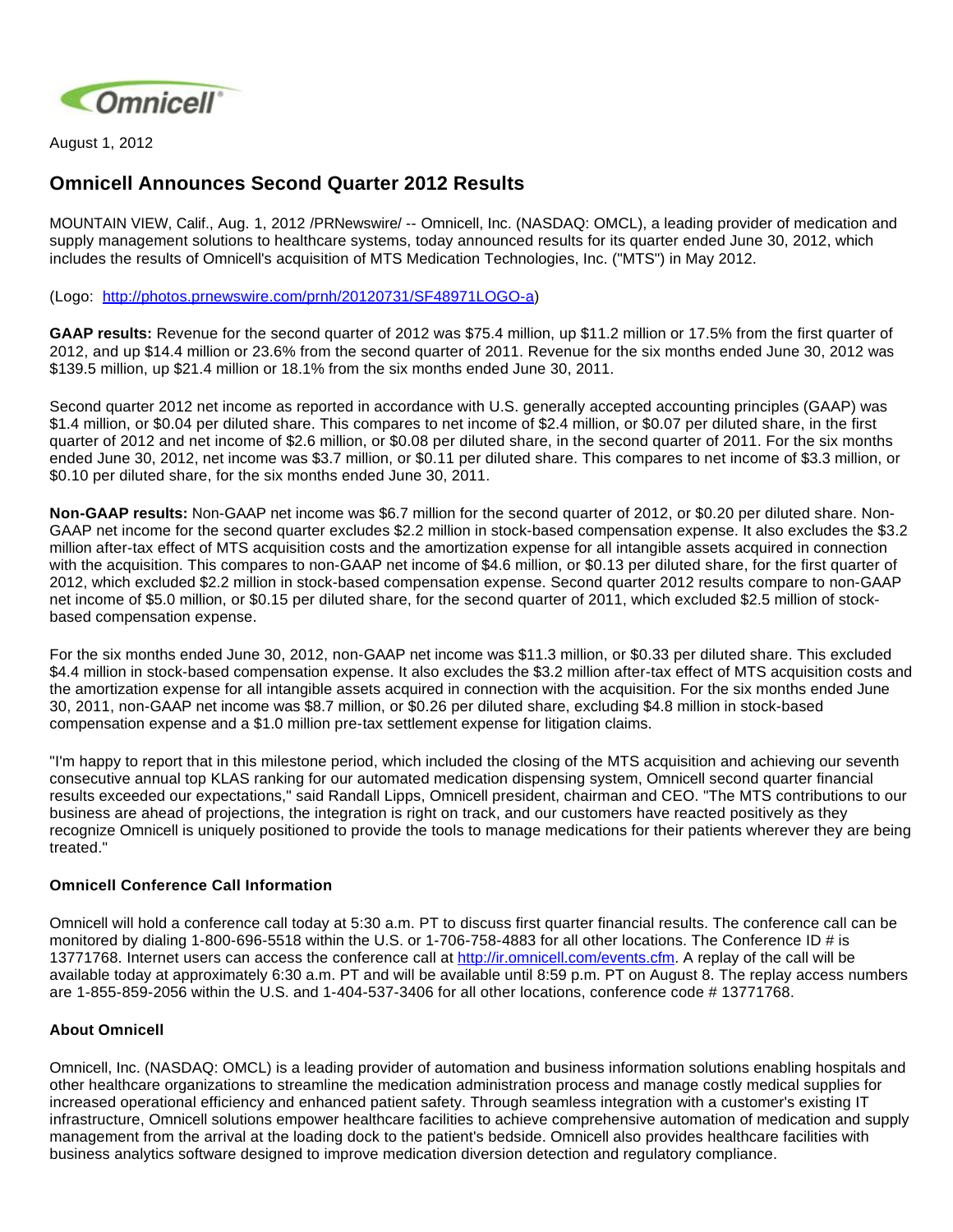August 1, 2012

# Omnicell Announces Second Quarter 2012 Results

MOUNTAIN VIEW, Calif., Aug. 1, 2012 /PRNewswire/ -- Omnicell, Inc. (NASDAQ: OMCL), a leading provider of medication and supply management solutions to healthcare systems, today announced results for its quarter ended June 30, 2012, which includes the results of Omnicell's acquisition of MTS Medication Technologies, Inc. ("MTS") in May 2012.

(Logo: http://photos.prnewswire.com/prnh/20120731/SF48971LOGO-a)

**GAAP results:** Revenue for the second quarter of 2012 was $75.4 million, up $11.2 million or 17.5% from the first quarter of 2012, and up $14.4 million or 23.6% from the second quarter of 2011. Revenue for the six months ended June 30, 2012 was $139.5 million, up $21.4 million or 18.1% from the six months ended June 30, 2011.

Second quarter 2012 net income as reported in accordance with U.S. generally accepted accounting principles (GAAP) was $1.4 million, or $0.04 per diluted share. This compares to net income of $2.4 million, or $0.07 per diluted share, in the first quarter of 2012 and net income of $2.6 million, or $0.08 per diluted share, in the second quarter of 2011. For the six months ended June 30, 2012, net income was $3.7 million, or $0.11 per diluted share. This compares to net income of $3.3 million, or $0.10 per diluted share, for the six months ended June 30, 2011.

**Non-GAAP results:** Non-GAAP net income was $6.7 million for the second quarter of 2012, or $0.20 per diluted share. Non-GAAP net income for the second quarter excludes $2.2 million in stock-based compensation expense. It also excludes the $3.2 million after-tax effect of MTS acquisition costs and the amortization expense for all intangible assets acquired in connection with the acquisition. This compares to non-GAAP net income of $4.6 million, or $0.13 per diluted share, for the first quarter of 2012, which excluded $2.2 million in stock-based compensation expense. Second quarter 2012 results compare to non-GAAP net income of $5.0 million, or $0.15 per diluted share, for the second quarter of 2011, which excluded $2.5 million of stock-based compensation expense.

For the six months ended June 30, 2012, non-GAAP net income was $11.3 million, or $0.33 per diluted share. This excluded $4.4 million in stock-based compensation expense. It also excludes the $3.2 million after-tax effect of MTS acquisition costs and the amortization expense for all intangible assets acquired in connection with the acquisition. For the six months ended June 30, 2011, non-GAAP net income was $8.7 million, or $0.26 per diluted share, excluding $4.8 million in stock-based compensation expense and a $1.0 million pre-tax settlement expense for litigation claims.

"I'm happy to report that in this milestone period, which included the closing of the MTS acquisition and achieving our seventh consecutive annual top KLAS ranking for our automated medication dispensing system, Omnicell second quarter financial results exceeded our expectations," said Randall Lipps, Omnicell president, chairman and CEO. "The MTS contributions to our business are ahead of projections, the integration is right on track, and our customers have reacted positively as they recognize Omnicell is uniquely positioned to provide the tools to manage medications for their patients wherever they are being treated."

### Omnicell Conference Call Information

Omnicell will hold a conference call today at 5:30 a.m. PT to discuss first quarter financial results. The conference call can be monitored by dialing 1-800-696-5518 within the U.S. or 1-706-758-4883 for all other locations. The Conference ID # is 13771768. Internet users can access the conference call at http://ir.omnicell.com/events.cfm. A replay of the call will be available today at approximately 6:30 a.m. PT and will be available until 8:59 p.m. PT on August 8. The replay access numbers are 1-855-859-2056 within the U.S. and 1-404-537-3406 for all other locations, conference code # 13771768.

### About Omnicell

Omnicell, Inc. (NASDAQ: OMCL) is a leading provider of automation and business information solutions enabling hospitals and other healthcare organizations to streamline the medication administration process and manage costly medical supplies for increased operational efficiency and enhanced patient safety. Through seamless integration with a customer's existing IT infrastructure, Omnicell solutions empower healthcare facilities to achieve comprehensive automation of medication and supply management from the arrival at the loading dock to the patient's bedside. Omnicell also provides healthcare facilities with business analytics software designed to improve medication diversion detection and regulatory compliance.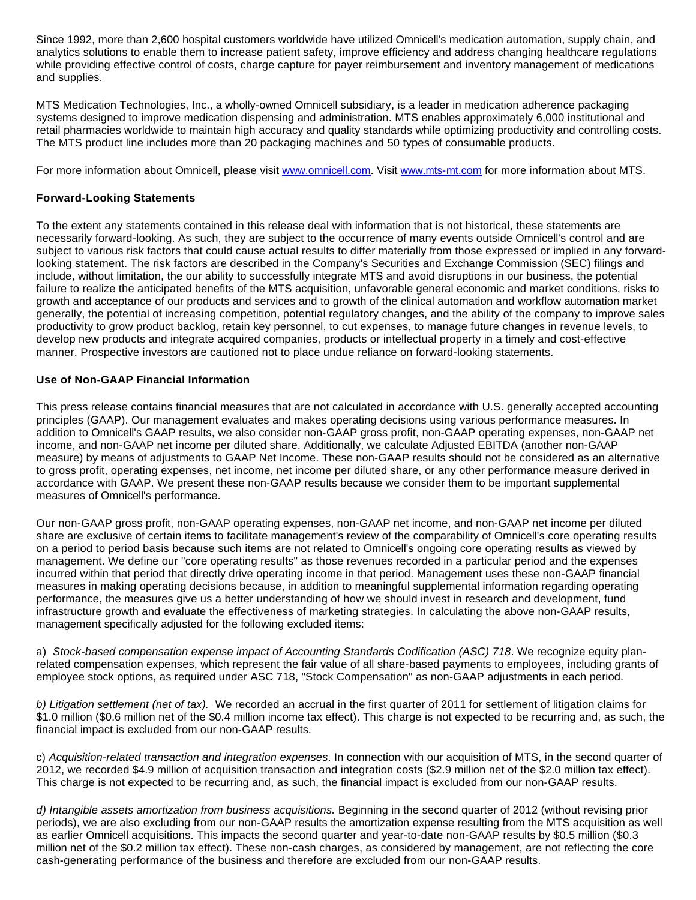Since 1992, more than 2,600 hospital customers worldwide have utilized Omnicell's medication automation, supply chain, and analytics solutions to enable them to increase patient safety, improve efficiency and address changing healthcare regulations while providing effective control of costs, charge capture for payer reimbursement and inventory management of medications and supplies.

MTS Medication Technologies, Inc., a wholly-owned Omnicell subsidiary, is a leader in medication adherence packaging systems designed to improve medication dispensing and administration. MTS enables approximately 6,000 institutional and retail pharmacies worldwide to maintain high accuracy and quality standards while optimizing productivity and controlling costs. The MTS product line includes more than 20 packaging machines and 50 types of consumable products.

For more information about Omnicell, please visit www.omnicell.com. Visit www.mts-mt.com for more information about MTS.

**Forward-Looking Statements**

To the extent any statements contained in this release deal with information that is not historical, these statements are necessarily forward-looking. As such, they are subject to the occurrence of many events outside Omnicell's control and are subject to various risk factors that could cause actual results to differ materially from those expressed or implied in any forward-looking statement. The risk factors are described in the Company's Securities and Exchange Commission (SEC) filings and include, without limitation, the our ability to successfully integrate MTS and avoid disruptions in our business, the potential failure to realize the anticipated benefits of the MTS acquisition, unfavorable general economic and market conditions, risks to growth and acceptance of our products and services and to growth of the clinical automation and workflow automation market generally, the potential of increasing competition, potential regulatory changes, and the ability of the company to improve sales productivity to grow product backlog, retain key personnel, to cut expenses, to manage future changes in revenue levels, to develop new products and integrate acquired companies, products or intellectual property in a timely and cost-effective manner. Prospective investors are cautioned not to place undue reliance on forward-looking statements.

**Use of Non-GAAP Financial Information**

This press release contains financial measures that are not calculated in accordance with U.S. generally accepted accounting principles (GAAP). Our management evaluates and makes operating decisions using various performance measures. In addition to Omnicell's GAAP results, we also consider non-GAAP gross profit, non-GAAP operating expenses, non-GAAP net income, and non-GAAP net income per diluted share. Additionally, we calculate Adjusted EBITDA (another non-GAAP measure) by means of adjustments to GAAP Net Income. These non-GAAP results should not be considered as an alternative to gross profit, operating expenses, net income, net income per diluted share, or any other performance measure derived in accordance with GAAP. We present these non-GAAP results because we consider them to be important supplemental measures of Omnicell's performance.

Our non-GAAP gross profit, non-GAAP operating expenses, non-GAAP net income, and non-GAAP net income per diluted share are exclusive of certain items to facilitate management's review of the comparability of Omnicell's core operating results on a period to period basis because such items are not related to Omnicell's ongoing core operating results as viewed by management. We define our "core operating results" as those revenues recorded in a particular period and the expenses incurred within that period that directly drive operating income in that period. Management uses these non-GAAP financial measures in making operating decisions because, in addition to meaningful supplemental information regarding operating performance, the measures give us a better understanding of how we should invest in research and development, fund infrastructure growth and evaluate the effectiveness of marketing strategies. In calculating the above non-GAAP results, management specifically adjusted for the following excluded items:

a) *Stock-based compensation expense impact of Accounting Standards Codification (ASC) 718*. We recognize equity plan-related compensation expenses, which represent the fair value of all share-based payments to employees, including grants of employee stock options, as required under ASC 718, "Stock Compensation" as non-GAAP adjustments in each period.

*b) Litigation settlement (net of tax).* We recorded an accrual in the first quarter of 2011 for settlement of litigation claims for $1.0 million ($0.6 million net of the $0.4 million income tax effect). This charge is not expected to be recurring and, as such, the financial impact is excluded from our non-GAAP results.

c) *Acquisition-related transaction and integration expenses*. In connection with our acquisition of MTS, in the second quarter of 2012, we recorded $4.9 million of acquisition transaction and integration costs ($2.9 million net of the $2.0 million tax effect). This charge is not expected to be recurring and, as such, the financial impact is excluded from our non-GAAP results.

*d) Intangible assets amortization from business acquisitions.* Beginning in the second quarter of 2012 (without revising prior periods), we are also excluding from our non-GAAP results the amortization expense resulting from the MTS acquisition as well as earlier Omnicell acquisitions. This impacts the second quarter and year-to-date non-GAAP results by $0.5 million ($0.3 million net of the $0.2 million tax effect). These non-cash charges, as considered by management, are not reflecting the core cash-generating performance of the business and therefore are excluded from our non-GAAP results.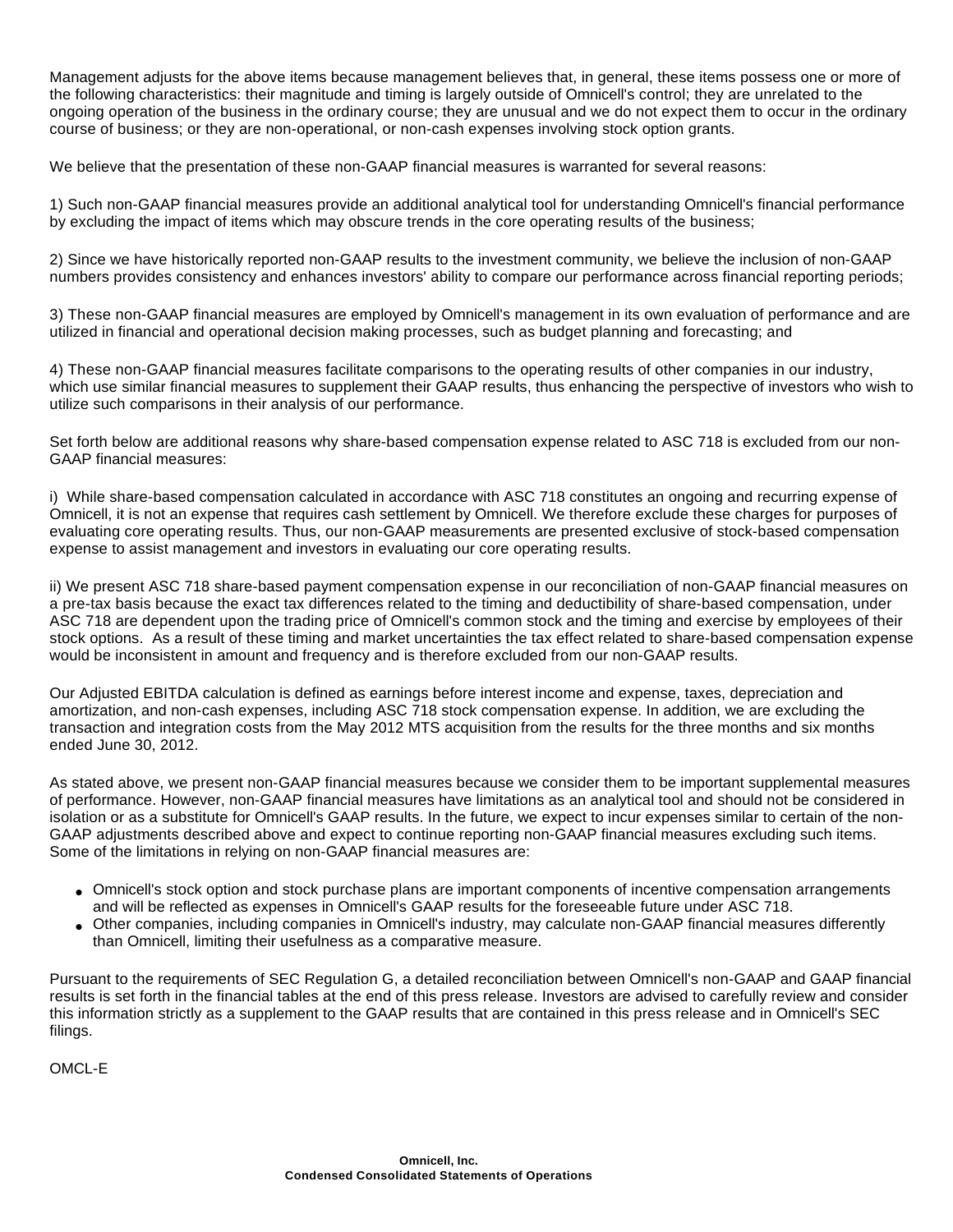Management adjusts for the above items because management believes that, in general, these items possess one or more of the following characteristics: their magnitude and timing is largely outside of Omnicell's control; they are unrelated to the ongoing operation of the business in the ordinary course; they are unusual and we do not expect them to occur in the ordinary course of business; or they are non-operational, or non-cash expenses involving stock option grants.

We believe that the presentation of these non-GAAP financial measures is warranted for several reasons:

1) Such non-GAAP financial measures provide an additional analytical tool for understanding Omnicell's financial performance by excluding the impact of items which may obscure trends in the core operating results of the business;

2) Since we have historically reported non-GAAP results to the investment community, we believe the inclusion of non-GAAP numbers provides consistency and enhances investors' ability to compare our performance across financial reporting periods;

3) These non-GAAP financial measures are employed by Omnicell's management in its own evaluation of performance and are utilized in financial and operational decision making processes, such as budget planning and forecasting; and

4) These non-GAAP financial measures facilitate comparisons to the operating results of other companies in our industry, which use similar financial measures to supplement their GAAP results, thus enhancing the perspective of investors who wish to utilize such comparisons in their analysis of our performance.

Set forth below are additional reasons why share-based compensation expense related to ASC 718 is excluded from our non-GAAP financial measures:

i) While share-based compensation calculated in accordance with ASC 718 constitutes an ongoing and recurring expense of Omnicell, it is not an expense that requires cash settlement by Omnicell. We therefore exclude these charges for purposes of evaluating core operating results. Thus, our non-GAAP measurements are presented exclusive of stock-based compensation expense to assist management and investors in evaluating our core operating results.

ii) We present ASC 718 share-based payment compensation expense in our reconciliation of non-GAAP financial measures on a pre-tax basis because the exact tax differences related to the timing and deductibility of share-based compensation, under ASC 718 are dependent upon the trading price of Omnicell's common stock and the timing and exercise by employees of their stock options. As a result of these timing and market uncertainties the tax effect related to share-based compensation expense would be inconsistent in amount and frequency and is therefore excluded from our non-GAAP results.

Our Adjusted EBITDA calculation is defined as earnings before interest income and expense, taxes, depreciation and amortization, and non-cash expenses, including ASC 718 stock compensation expense. In addition, we are excluding the transaction and integration costs from the May 2012 MTS acquisition from the results for the three months and six months ended June 30, 2012.

As stated above, we present non-GAAP financial measures because we consider them to be important supplemental measures of performance. However, non-GAAP financial measures have limitations as an analytical tool and should not be considered in isolation or as a substitute for Omnicell's GAAP results. In the future, we expect to incur expenses similar to certain of the non-GAAP adjustments described above and expect to continue reporting non-GAAP financial measures excluding such items. Some of the limitations in relying on non-GAAP financial measures are:

- Omnicell's stock option and stock purchase plans are important components of incentive compensation arrangements and will be reflected as expenses in Omnicell's GAAP results for the foreseeable future under ASC 718.
- Other companies, including companies in Omnicell's industry, may calculate non-GAAP financial measures differently than Omnicell, limiting their usefulness as a comparative measure.

Pursuant to the requirements of SEC Regulation G, a detailed reconciliation between Omnicell's non-GAAP and GAAP financial results is set forth in the financial tables at the end of this press release. Investors are advised to carefully review and consider this information strictly as a supplement to the GAAP results that are contained in this press release and in Omnicell's SEC filings.

OMCL-E

**Omnicell, Inc.**
**Condensed Consolidated Statements of Operations**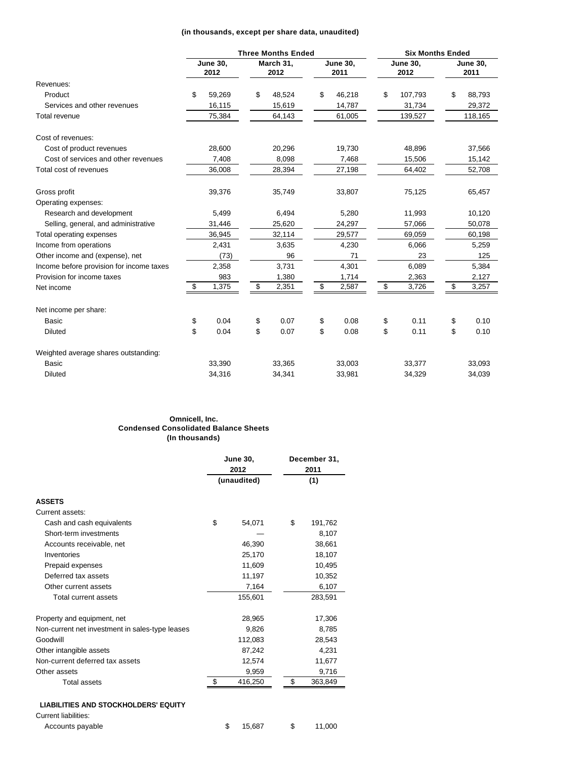**(in thousands, except per share data, unaudited)**

| | Three Months Ended | | | Six Months Ended | |
|---|---|---|---|---|---|
| | June 30, 2012 | March 31, 2012 | June 30, 2011 | June 30, 2012 | June 30, 2011 |
| Revenues: | | | | | |
| Product | $ 59,269 | $ 48,524 | $ 46,218 | $ 107,793 | $ 88,793 |
| Services and other revenues | 16,115 | 15,619 | 14,787 | 31,734 | 29,372 |
| Total revenue | 75,384 | 64,143 | 61,005 | 139,527 | 118,165 |
| Cost of revenues: | | | | | |
| Cost of product revenues | 28,600 | 20,296 | 19,730 | 48,896 | 37,566 |
| Cost of services and other revenues | 7,408 | 8,098 | 7,468 | 15,506 | 15,142 |
| Total cost of revenues | 36,008 | 28,394 | 27,198 | 64,402 | 52,708 |
| Gross profit | 39,376 | 35,749 | 33,807 | 75,125 | 65,457 |
| Operating expenses: | | | | | |
| Research and development | 5,499 | 6,494 | 5,280 | 11,993 | 10,120 |
| Selling, general, and administrative | 31,446 | 25,620 | 24,297 | 57,066 | 50,078 |
| Total operating expenses | 36,945 | 32,114 | 29,577 | 69,059 | 60,198 |
| Income from operations | 2,431 | 3,635 | 4,230 | 6,066 | 5,259 |
| Other income and (expense), net | (73) | 96 | 71 | 23 | 125 |
| Income before provision for income taxes | 2,358 | 3,731 | 4,301 | 6,089 | 5,384 |
| Provision for income taxes | 983 | 1,380 | 1,714 | 2,363 | 2,127 |
| Net income | $ 1,375 | $ 2,351 | $ 2,587 | $ 3,726 | $ 3,257 |
| Net income per share: | | | | | |
| Basic | $ 0.04 | $ 0.07 | $ 0.08 | $ 0.11 | $ 0.10 |
| Diluted | $ 0.04 | $ 0.07 | $ 0.08 | $ 0.11 | $ 0.10 |
| Weighted average shares outstanding: | | | | | |
| Basic | 33,390 | 33,365 | 33,003 | 33,377 | 33,093 |
| Diluted | 34,316 | 34,341 | 33,981 | 34,329 | 34,039 |

**Omnicell, Inc.**
**Condensed Consolidated Balance Sheets**
**(In thousands)**

| | June 30, 2012 (unaudited) | December 31, 2011 (1) |
|---|---|---|
| **ASSETS** | | |
| Current assets: | | |
| Cash and cash equivalents | $ 54,071 | $ 191,762 |
| Short-term investments | — | 8,107 |
| Accounts receivable, net | 46,390 | 38,661 |
| Inventories | 25,170 | 18,107 |
| Prepaid expenses | 11,609 | 10,495 |
| Deferred tax assets | 11,197 | 10,352 |
| Other current assets | 7,164 | 6,107 |
| Total current assets | 155,601 | 283,591 |
| Property and equipment, net | 28,965 | 17,306 |
| Non-current net investment in sales-type leases | 9,826 | 8,785 |
| Goodwill | 112,083 | 28,543 |
| Other intangible assets | 87,242 | 4,231 |
| Non-current deferred tax assets | 12,574 | 11,677 |
| Other assets | 9,959 | 9,716 |
| Total assets | $ 416,250 | $ 363,849 |
| **LIABILITIES AND STOCKHOLDERS' EQUITY** | | |
| Current liabilities: | | |
| Accounts payable | $ 15,687 | $ 11,000 |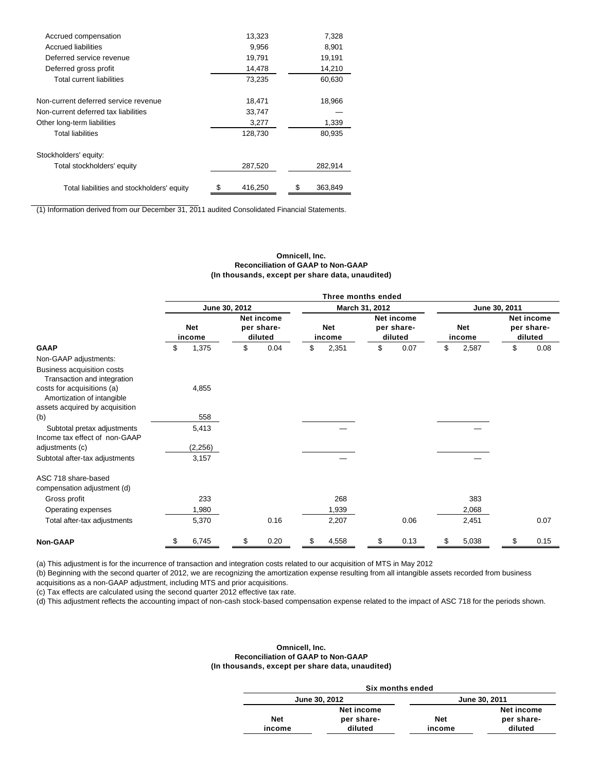| | | |
|---|---|---|
| Accrued compensation | 13,323 | 7,328 |
| Accrued liabilities | 9,956 | 8,901 |
| Deferred service revenue | 19,791 | 19,191 |
| Deferred gross profit | 14,478 | 14,210 |
| Total current liabilities | 73,235 | 60,630 |
| Non-current deferred service revenue | 18,471 | 18,966 |
| Non-current deferred tax liabilities | 33,747 | — |
| Other long-term liabilities | 3,277 | 1,339 |
| Total liabilities | 128,730 | 80,935 |
| Stockholders' equity: | | |
| Total stockholders' equity | 287,520 | 282,914 |
| Total liabilities and stockholders' equity | $ 416,250 | $ 363,849 |

(1) Information derived from our December 31, 2011 audited Consolidated Financial Statements.

**Omnicell, Inc.**
**Reconciliation of GAAP to Non-GAAP**
**(In thousands, except per share data, unaudited)**

| | Three months ended | | | | | |
|---|---|---|---|---|---|---|
| | June 30, 2012 | | March 31, 2012 | | June 30, 2011 | |
| | Net income | Net income per share-diluted | Net income | Net income per share-diluted | Net income | Net income per share-diluted |
| **GAAP** | $ 1,375 | $ 0.04 | $ 2,351 | $ 0.07 | $ 2,587 | $ 0.08 |
| Non-GAAP adjustments: | | | | | | |
| Business acquisition costs | | | | | | |
| Transaction and integration costs for acquisitions (a) | 4,855 | | | | | |
| Amortization of intangible assets acquired by acquisition (b) | 558 | | | | | |
| Subtotal pretax adjustments | 5,413 | | — | | — | |
| Income tax effect of non-GAAP adjustments (c) | (2,256) | | | | | |
| Subtotal after-tax adjustments | 3,157 | | — | | — | |
| ASC 718 share-based compensation adjustment (d) | | | | | | |
| Gross profit | 233 | | 268 | | 383 | |
| Operating expenses | 1,980 | | 1,939 | | 2,068 | |
| Total after-tax adjustments | 5,370 | 0.16 | 2,207 | 0.06 | 2,451 | 0.07 |
| **Non-GAAP** | $ 6,745 | $ 0.20 | $ 4,558 | $ 0.13 | $ 5,038 | $ 0.15 |

(a) This adjustment is for the incurrence of transaction and integration costs related to our acquisition of MTS in May 2012

(b) Beginning with the second quarter of 2012, we are recognizing the amortization expense resulting from all intangible assets recorded from business acquisitions as a non-GAAP adjustment, including MTS and prior acquisitions.

(c) Tax effects are calculated using the second quarter 2012 effective tax rate.

(d) This adjustment reflects the accounting impact of non-cash stock-based compensation expense related to the impact of ASC 718 for the periods shown.

**Omnicell, Inc.**
**Reconciliation of GAAP to Non-GAAP**
**(In thousands, except per share data, unaudited)**

| Six months ended | | | |
|---|---|---|---|
| June 30, 2012 | | June 30, 2011 | |
| Net income | Net income per share-diluted | Net income | Net income per share-diluted |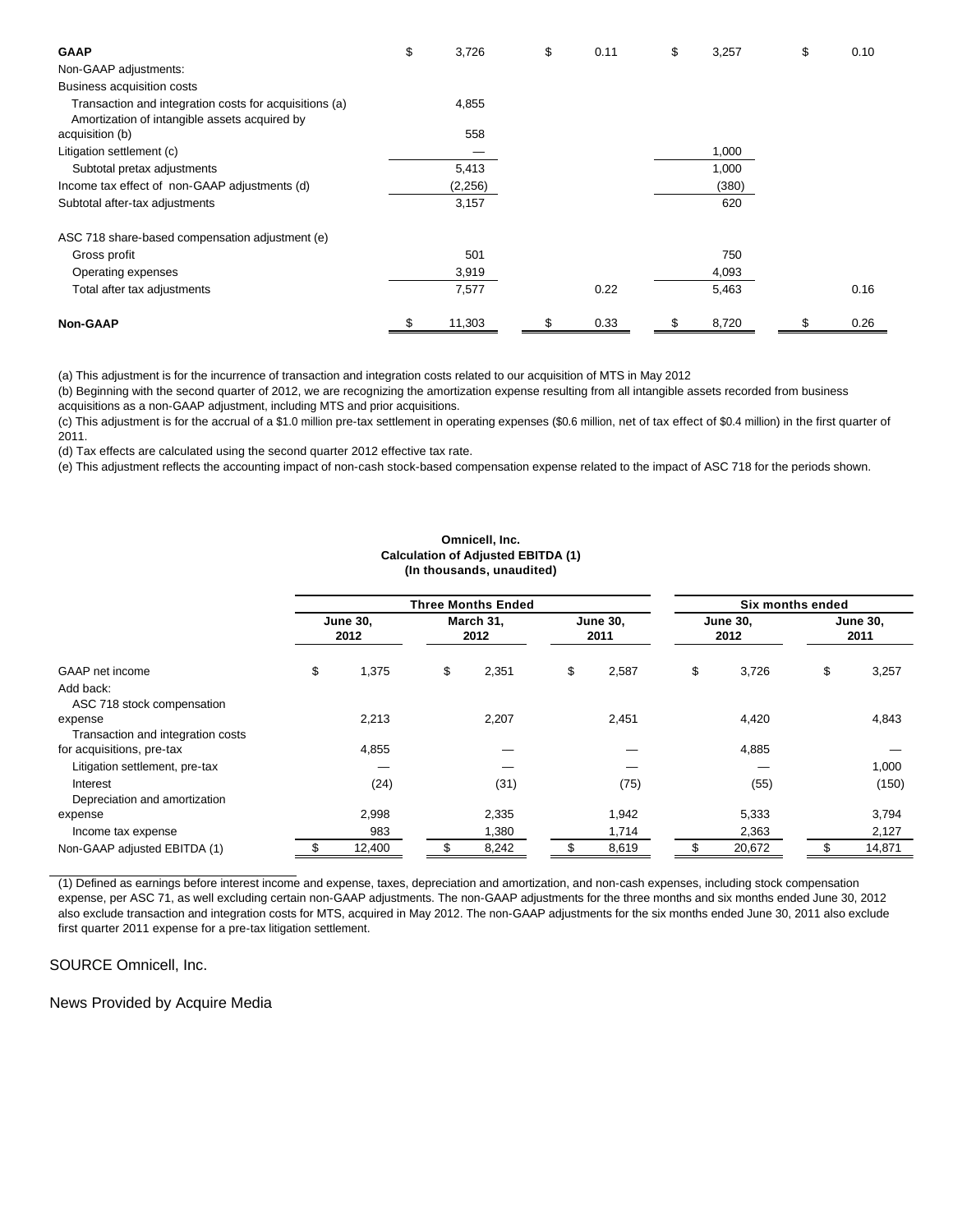| | | | | |
|---|---|---|---|---|
| **GAAP** | $ 3,726 | $ 0.11 | $ 3,257 | $ 0.10 |
| Non-GAAP adjustments: | | | | |
| Business acquisition costs | | | | |
| Transaction and integration costs for acquisitions (a) | 4,855 | | | |
| Amortization of intangible assets acquired by acquisition (b) | 558 | | | |
| Litigation settlement (c) | — | | 1,000 | |
| Subtotal pretax adjustments | 5,413 | | 1,000 | |
| Income tax effect of non-GAAP adjustments (d) | (2,256) | | (380) | |
| Subtotal after-tax adjustments | 3,157 | | 620 | |
| ASC 718 share-based compensation adjustment (e) | | | | |
| Gross profit | 501 | | 750 | |
| Operating expenses | 3,919 | | 4,093 | |
| Total after tax adjustments | 7,577 | 0.22 | 5,463 | 0.16 |
| **Non-GAAP** | $ 11,303 | $ 0.33 | $ 8,720 | $ 0.26 |

(a) This adjustment is for the incurrence of transaction and integration costs related to our acquisition of MTS in May 2012

(b) Beginning with the second quarter of 2012, we are recognizing the amortization expense resulting from all intangible assets recorded from business acquisitions as a non-GAAP adjustment, including MTS and prior acquisitions.

(c) This adjustment is for the accrual of a $1.0 million pre-tax settlement in operating expenses ($0.6 million, net of tax effect of $0.4 million) in the first quarter of 2011.

(d) Tax effects are calculated using the second quarter 2012 effective tax rate.

(e) This adjustment reflects the accounting impact of non-cash stock-based compensation expense related to the impact of ASC 718 for the periods shown.

**Omnicell, Inc.**
**Calculation of Adjusted EBITDA (1)**
**(In thousands, unaudited)**

| | Three Months Ended | | | Six months ended | |
|---|---|---|---|---|---|
| | June 30, 2012 | March 31, 2012 | June 30, 2011 | June 30, 2012 | June 30, 2011 |
| GAAP net income | $ 1,375 | $ 2,351 | $ 2,587 | $ 3,726 | $ 3,257 |
| Add back: | | | | | |
| ASC 718 stock compensation expense | 2,213 | 2,207 | 2,451 | 4,420 | 4,843 |
| Transaction and integration costs for acquisitions, pre-tax | 4,855 | — | — | 4,885 | — |
| Litigation settlement, pre-tax | — | — | — | — | 1,000 |
| Interest | (24) | (31) | (75) | (55) | (150) |
| Depreciation and amortization expense | 2,998 | 2,335 | 1,942 | 5,333 | 3,794 |
| Income tax expense | 983 | 1,380 | 1,714 | 2,363 | 2,127 |
| Non-GAAP adjusted EBITDA (1) | $ 12,400 | $ 8,242 | $ 8,619 | $ 20,672 | $ 14,871 |

(1) Defined as earnings before interest income and expense, taxes, depreciation and amortization, and non-cash expenses, including stock compensation expense, per ASC 71, as well excluding certain non-GAAP adjustments. The non-GAAP adjustments for the three months and six months ended June 30, 2012 also exclude transaction and integration costs for MTS, acquired in May 2012. The non-GAAP adjustments for the six months ended June 30, 2011 also exclude first quarter 2011 expense for a pre-tax litigation settlement.

SOURCE Omnicell, Inc.

News Provided by Acquire Media